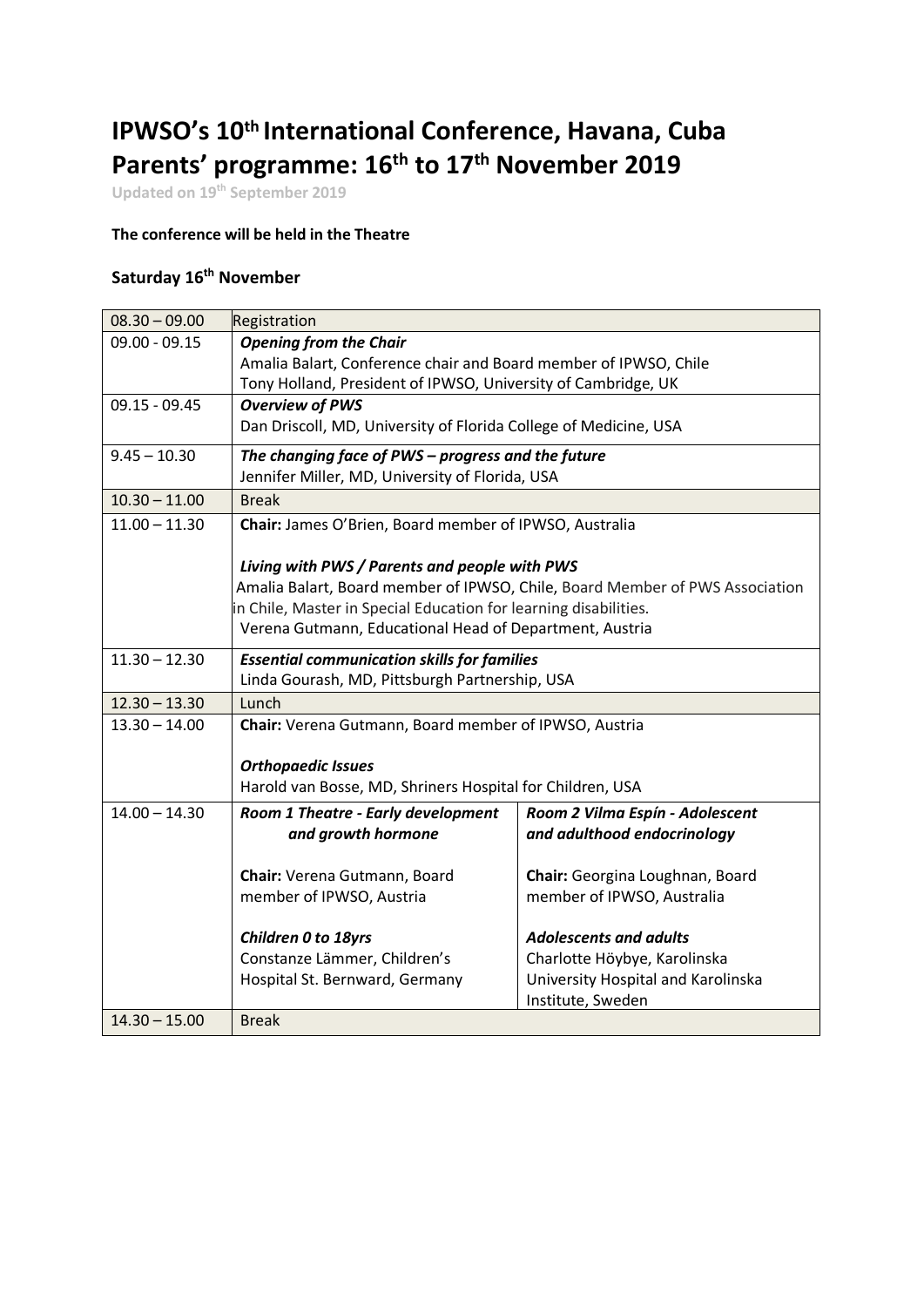# IPWSO's 10th International Conference, Havana, Cuba
# Parents' programme: 16th to 17th November 2019

Updated on 19th September 2019

**The conference will be held in the Theatre**

## Saturday 16th November

| | | |
|---|---|---|
| 08.30 – 09.00 | Registration | |
| 09.00 - 09.15 | ***Opening from the Chair***<br>Amalia Balart, Conference chair and Board member of IPWSO, Chile<br>Tony Holland, President of IPWSO, University of Cambridge, UK | |
| 09.15 - 09.45 | ***Overview of PWS***<br>Dan Driscoll, MD, University of Florida College of Medicine, USA | |
| 9.45 – 10.30 | ***The changing face of PWS – progress and the future***<br>Jennifer Miller, MD, University of Florida, USA | |
| 10.30 – 11.00 | Break | |
| 11.00 – 11.30 | **Chair:** James O'Brien, Board member of IPWSO, Australia<br><br>***Living with PWS / Parents and people with PWS***<br>Amalia Balart, Board member of IPWSO, Chile, Board Member of PWS Association in Chile, Master in Special Education for learning disabilities.<br>Verena Gutmann, Educational Head of Department, Austria | |
| 11.30 – 12.30 | ***Essential communication skills for families***<br>Linda Gourash, MD, Pittsburgh Partnership, USA | |
| 12.30 – 13.30 | Lunch | |
| 13.30 – 14.00 | **Chair:** Verena Gutmann, Board member of IPWSO, Austria<br><br>***Orthopaedic Issues***<br>Harold van Bosse, MD, Shriners Hospital for Children, USA | |
| 14.00 – 14.30 | ***Room 1 Theatre - Early development and growth hormone***<br><br>**Chair:** Verena Gutmann, Board member of IPWSO, Austria<br><br>***Children 0 to 18yrs***<br>Constanze Lämmer, Children's Hospital St. Bernward, Germany | ***Room 2 Vilma Espín - Adolescent and adulthood endocrinology***<br><br>**Chair:** Georgina Loughnan, Board member of IPWSO, Australia<br><br>***Adolescents and adults***<br>Charlotte Höybye, Karolinska University Hospital and Karolinska Institute, Sweden |
| 14.30 – 15.00 | Break | |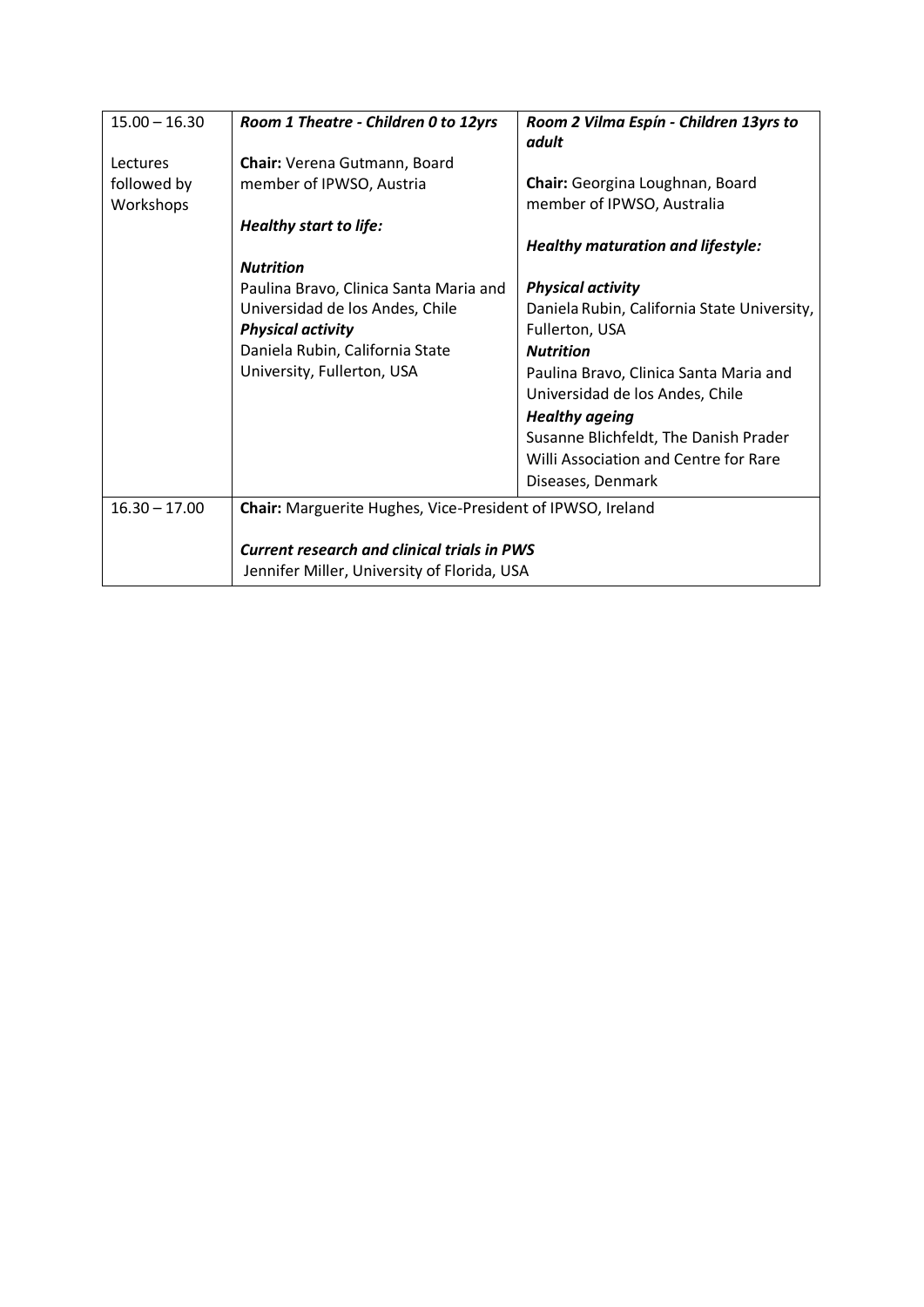| 15.00 – 16.30<br><br>Lectures followed by Workshops | ***Room 1 Theatre - Children 0 to 12yrs***<br><br>**Chair:** Verena Gutmann, Board member of IPWSO, Austria<br><br>***Healthy start to life:***<br><br>***Nutrition***<br>Paulina Bravo, Clinica Santa Maria and Universidad de los Andes, Chile<br>***Physical activity***<br>Daniela Rubin, California State University, Fullerton, USA | ***Room 2 Vilma Espín - Children 13yrs to adult***<br><br>**Chair:** Georgina Loughnan, Board member of IPWSO, Australia<br><br>***Healthy maturation and lifestyle:***<br><br>***Physical activity***<br>Daniela Rubin, California State University, Fullerton, USA<br>***Nutrition***<br>Paulina Bravo, Clinica Santa Maria and Universidad de los Andes, Chile<br>***Healthy ageing***<br>Susanne Blichfeldt, The Danish Prader Willi Association and Centre for Rare Diseases, Denmark |
|---|---|---|
| 16.30 – 17.00 | **Chair:** Marguerite Hughes, Vice-President of IPWSO, Ireland<br><br>***Current research and clinical trials in PWS***<br>Jennifer Miller, University of Florida, USA | |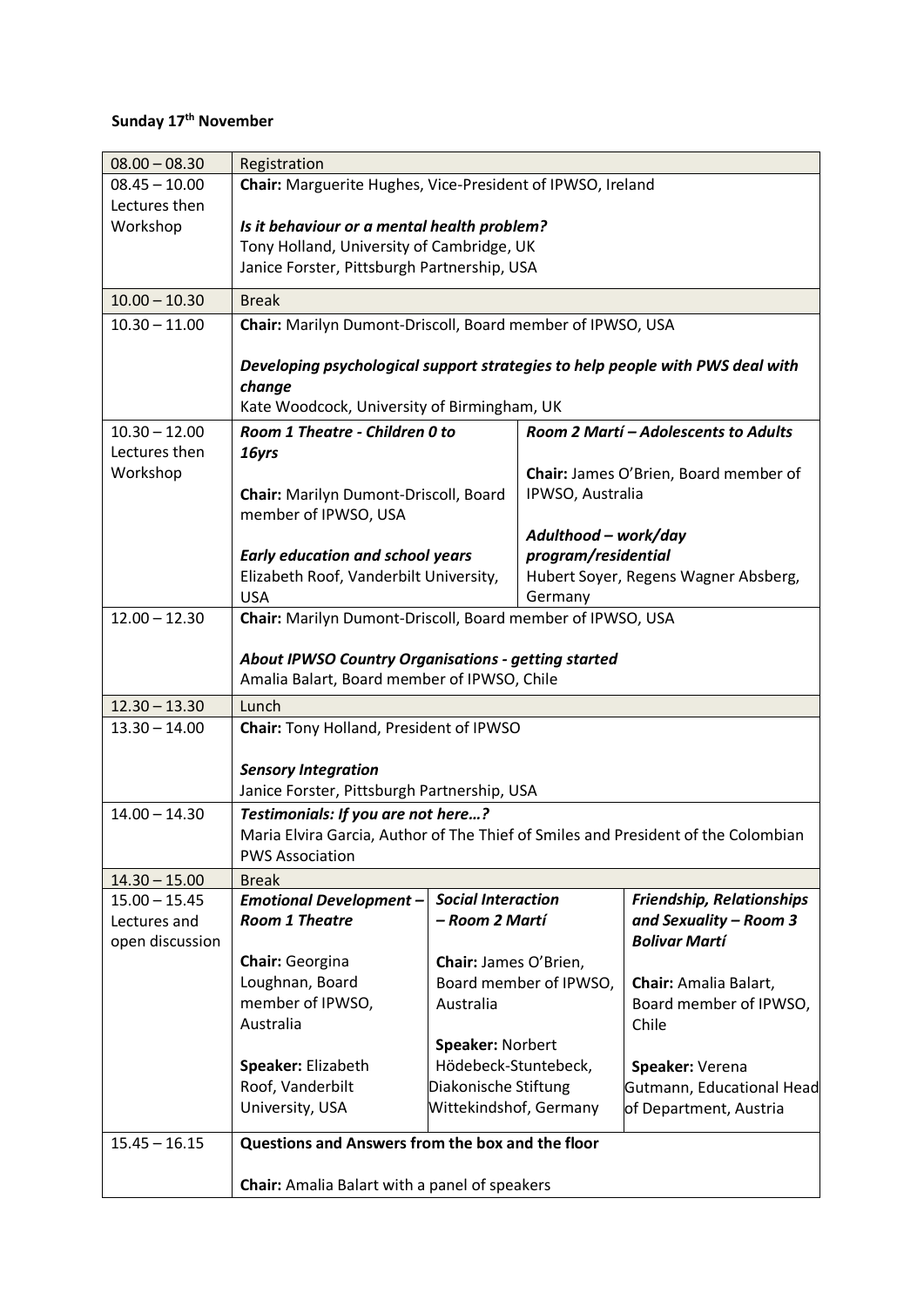**Sunday 17th November**

| Time | Session | | |
|---|---|---|---|
| 08.00 – 08.30 | Registration | | |
| 08.45 – 10.00<br>Lectures then Workshop | **Chair:** Marguerite Hughes, Vice-President of IPWSO, Ireland<br><br>***Is it behaviour or a mental health problem?***<br>Tony Holland, University of Cambridge, UK<br>Janice Forster, Pittsburgh Partnership, USA | | |
| 10.00 – 10.30 | Break | | |
| 10.30 – 11.00 | **Chair:** Marilyn Dumont-Driscoll, Board member of IPWSO, USA<br><br>***Developing psychological support strategies to help people with PWS deal with change***<br>Kate Woodcock, University of Birmingham, UK | | |
| 10.30 – 12.00<br>Lectures then Workshop | ***Room 1 Theatre - Children 0 to 16yrs***<br><br>**Chair:** Marilyn Dumont-Driscoll, Board member of IPWSO, USA<br><br>***Early education and school years***<br>Elizabeth Roof, Vanderbilt University, USA | ***Room 2 Martí – Adolescents to Adults***<br><br>**Chair:** James O'Brien, Board member of IPWSO, Australia<br><br>***Adulthood – work/day program/residential***<br>Hubert Soyer, Regens Wagner Absberg, Germany | |
| 12.00 – 12.30 | **Chair:** Marilyn Dumont-Driscoll, Board member of IPWSO, USA<br><br>***About IPWSO Country Organisations - getting started***<br>Amalia Balart, Board member of IPWSO, Chile | | |
| 12.30 – 13.30 | Lunch | | |
| 13.30 – 14.00 | **Chair:** Tony Holland, President of IPWSO<br><br>***Sensory Integration***<br>Janice Forster, Pittsburgh Partnership, USA | | |
| 14.00 – 14.30 | ***Testimonials: If you are not here…?***<br>Maria Elvira Garcia, Author of The Thief of Smiles and President of the Colombian PWS Association | | |
| 14.30 – 15.00 | Break | | |
| 15.00 – 15.45<br>Lectures and open discussion | ***Emotional Development – Room 1 Theatre***<br><br>**Chair:** Georgina Loughnan, Board member of IPWSO, Australia<br><br>**Speaker:** Elizabeth Roof, Vanderbilt University, USA | ***Social Interaction – Room 2 Martí***<br><br>**Chair:** James O'Brien, Board member of IPWSO, Australia<br><br>**Speaker:** Norbert Hödebeck-Stuntebeck, Diakonische Stiftung Wittekindshof, Germany | ***Friendship, Relationships and Sexuality – Room 3 Bolivar Martí***<br><br>**Chair:** Amalia Balart, Board member of IPWSO, Chile<br><br>**Speaker:** Verena Gutmann, Educational Head of Department, Austria |
| 15.45 – 16.15 | **Questions and Answers from the box and the floor**<br><br>**Chair:** Amalia Balart with a panel of speakers | | |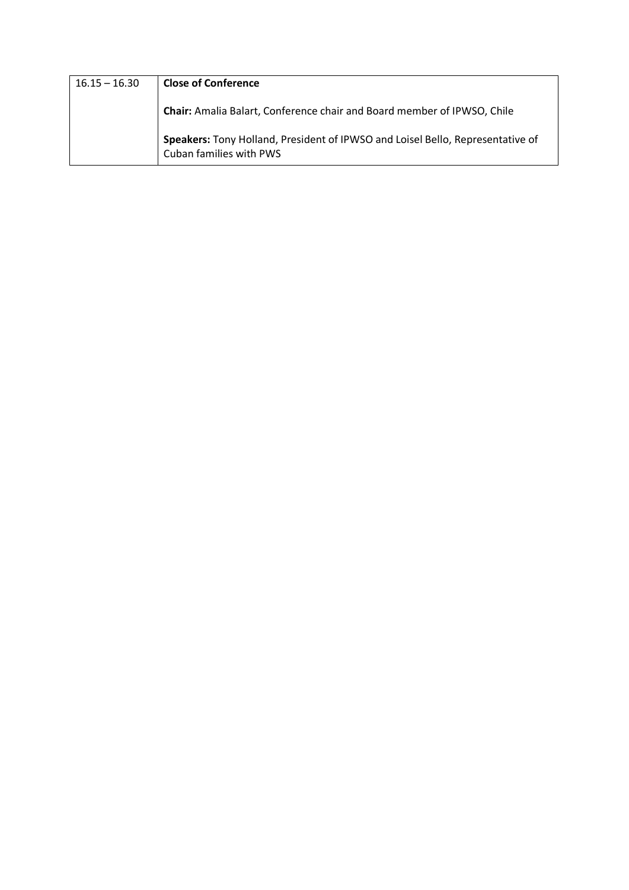| | |
|---|---|
| 16.15 – 16.30 | **Close of Conference**<br><br>**Chair:** Amalia Balart, Conference chair and Board member of IPWSO, Chile<br><br>**Speakers:** Tony Holland, President of IPWSO and Loisel Bello, Representative of Cuban families with PWS |